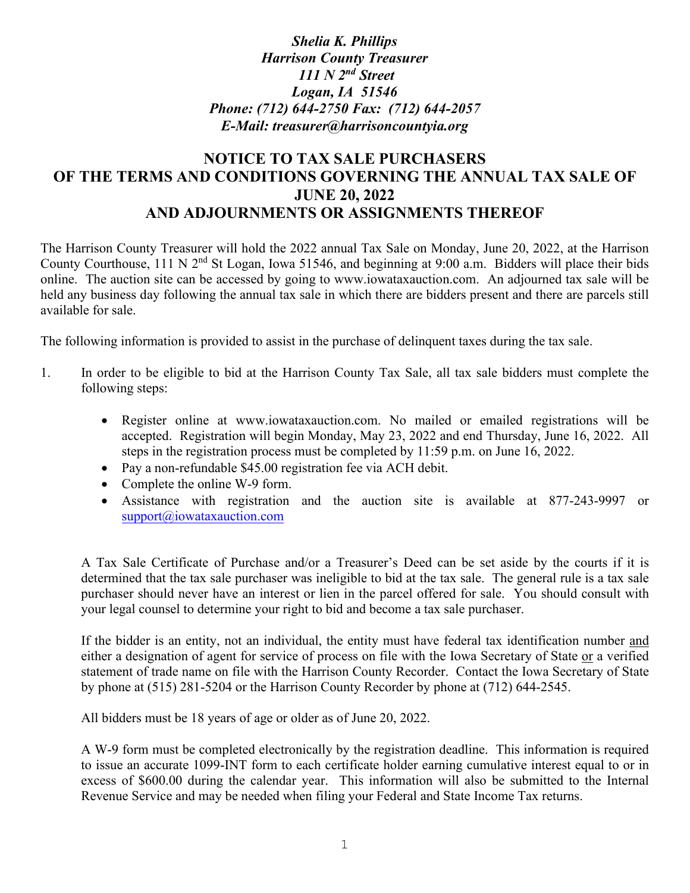***Shelia K. Phillips***
***Harrison County Treasurer***
***111 N 2nd Street***
***Logan, IA 51546***
***Phone: (712) 644-2750 Fax: (712) 644-2057***
***E-Mail: treasurer@harrisoncountyia.org***

# NOTICE TO TAX SALE PURCHASERS OF THE TERMS AND CONDITIONS GOVERNING THE ANNUAL TAX SALE OF JUNE 20, 2022 AND ADJOURNMENTS OR ASSIGNMENTS THEREOF

The Harrison County Treasurer will hold the 2022 annual Tax Sale on Monday, June 20, 2022, at the Harrison County Courthouse, 111 N 2nd St Logan, Iowa 51546, and beginning at 9:00 a.m. Bidders will place their bids online. The auction site can be accessed by going to www.iowataxauction.com. An adjourned tax sale will be held any business day following the annual tax sale in which there are bidders present and there are parcels still available for sale.

The following information is provided to assist in the purchase of delinquent taxes during the tax sale.

1. In order to be eligible to bid at the Harrison County Tax Sale, all tax sale bidders must complete the following steps:

   - Register online at www.iowataxauction.com. No mailed or emailed registrations will be accepted. Registration will begin Monday, May 23, 2022 and end Thursday, June 16, 2022. All steps in the registration process must be completed by 11:59 p.m. on June 16, 2022.
   - Pay a non-refundable $45.00 registration fee via ACH debit.
   - Complete the online W-9 form.
   - Assistance with registration and the auction site is available at 877-243-9997 or support@iowataxauction.com

   A Tax Sale Certificate of Purchase and/or a Treasurer's Deed can be set aside by the courts if it is determined that the tax sale purchaser was ineligible to bid at the tax sale. The general rule is a tax sale purchaser should never have an interest or lien in the parcel offered for sale. You should consult with your legal counsel to determine your right to bid and become a tax sale purchaser.

   If the bidder is an entity, not an individual, the entity must have federal tax identification number <u>and</u> either a designation of agent for service of process on file with the Iowa Secretary of State <u>or</u> a verified statement of trade name on file with the Harrison County Recorder. Contact the Iowa Secretary of State by phone at (515) 281-5204 or the Harrison County Recorder by phone at (712) 644-2545.

   All bidders must be 18 years of age or older as of June 20, 2022.

   A W-9 form must be completed electronically by the registration deadline. This information is required to issue an accurate 1099-INT form to each certificate holder earning cumulative interest equal to or in excess of $600.00 during the calendar year. This information will also be submitted to the Internal Revenue Service and may be needed when filing your Federal and State Income Tax returns.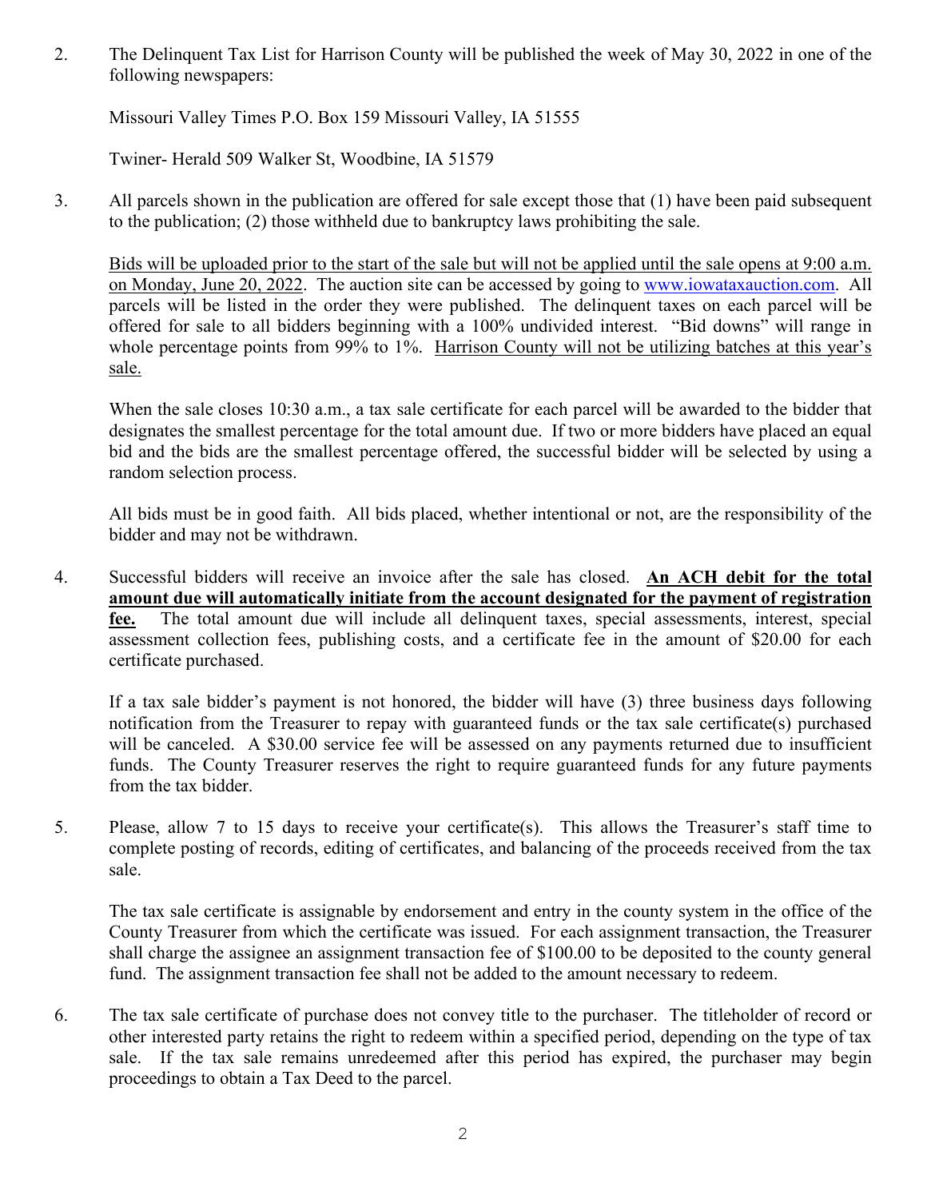2. The Delinquent Tax List for Harrison County will be published the week of May 30, 2022 in one of the following newspapers:

   Missouri Valley Times P.O. Box 159 Missouri Valley, IA 51555

   Twiner- Herald 509 Walker St, Woodbine, IA 51579

3. All parcels shown in the publication are offered for sale except those that (1) have been paid subsequent to the publication; (2) those withheld due to bankruptcy laws prohibiting the sale.

   Bids will be uploaded prior to the start of the sale but will not be applied until the sale opens at 9:00 a.m. on Monday, June 20, 2022. The auction site can be accessed by going to www.iowataxauction.com. All parcels will be listed in the order they were published. The delinquent taxes on each parcel will be offered for sale to all bidders beginning with a 100% undivided interest. "Bid downs" will range in whole percentage points from 99% to 1%. Harrison County will not be utilizing batches at this year's sale.

   When the sale closes 10:30 a.m., a tax sale certificate for each parcel will be awarded to the bidder that designates the smallest percentage for the total amount due. If two or more bidders have placed an equal bid and the bids are the smallest percentage offered, the successful bidder will be selected by using a random selection process.

   All bids must be in good faith. All bids placed, whether intentional or not, are the responsibility of the bidder and may not be withdrawn.

4. Successful bidders will receive an invoice after the sale has closed. **An ACH debit for the total amount due will automatically initiate from the account designated for the payment of registration fee.** The total amount due will include all delinquent taxes, special assessments, interest, special assessment collection fees, publishing costs, and a certificate fee in the amount of $20.00 for each certificate purchased.

   If a tax sale bidder's payment is not honored, the bidder will have (3) three business days following notification from the Treasurer to repay with guaranteed funds or the tax sale certificate(s) purchased will be canceled. A $30.00 service fee will be assessed on any payments returned due to insufficient funds. The County Treasurer reserves the right to require guaranteed funds for any future payments from the tax bidder.

5. Please, allow 7 to 15 days to receive your certificate(s). This allows the Treasurer's staff time to complete posting of records, editing of certificates, and balancing of the proceeds received from the tax sale.

   The tax sale certificate is assignable by endorsement and entry in the county system in the office of the County Treasurer from which the certificate was issued. For each assignment transaction, the Treasurer shall charge the assignee an assignment transaction fee of $100.00 to be deposited to the county general fund. The assignment transaction fee shall not be added to the amount necessary to redeem.

6. The tax sale certificate of purchase does not convey title to the purchaser. The titleholder of record or other interested party retains the right to redeem within a specified period, depending on the type of tax sale. If the tax sale remains unredeemed after this period has expired, the purchaser may begin proceedings to obtain a Tax Deed to the parcel.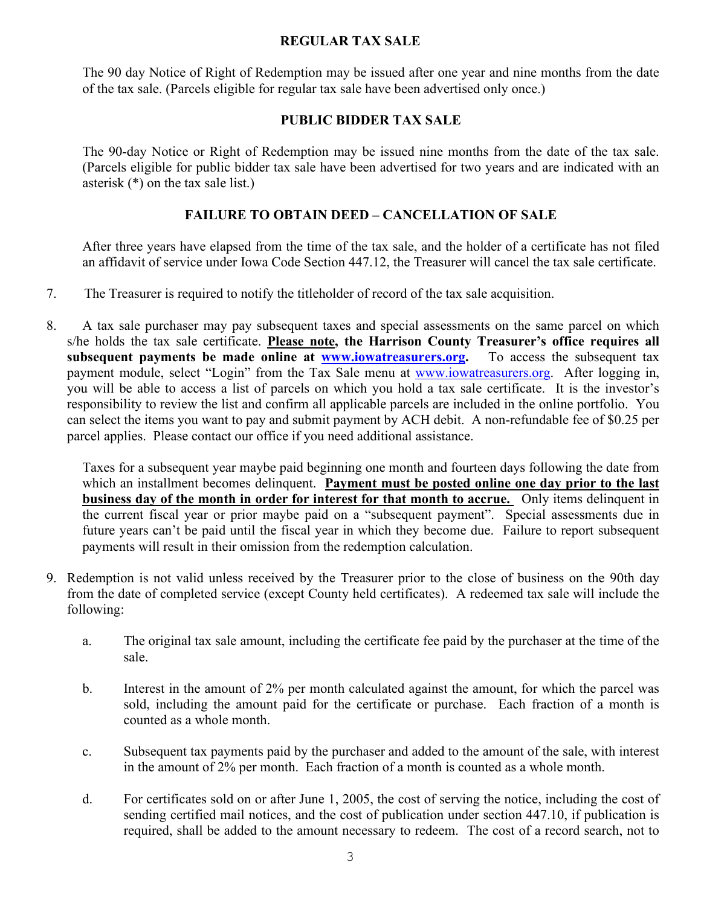### REGULAR TAX SALE

The 90 day Notice of Right of Redemption may be issued after one year and nine months from the date of the tax sale. (Parcels eligible for regular tax sale have been advertised only once.)

### PUBLIC BIDDER TAX SALE

The 90-day Notice or Right of Redemption may be issued nine months from the date of the tax sale. (Parcels eligible for public bidder tax sale have been advertised for two years and are indicated with an asterisk (*) on the tax sale list.)

### FAILURE TO OBTAIN DEED – CANCELLATION OF SALE

After three years have elapsed from the time of the tax sale, and the holder of a certificate has not filed an affidavit of service under Iowa Code Section 447.12, the Treasurer will cancel the tax sale certificate.

7. The Treasurer is required to notify the titleholder of record of the tax sale acquisition.

8. A tax sale purchaser may pay subsequent taxes and special assessments on the same parcel on which s/he holds the tax sale certificate. **Please note, the Harrison County Treasurer's office requires all subsequent payments be made online at www.iowatreasurers.org.** To access the subsequent tax payment module, select "Login" from the Tax Sale menu at www.iowatreasurers.org. After logging in, you will be able to access a list of parcels on which you hold a tax sale certificate. It is the investor's responsibility to review the list and confirm all applicable parcels are included in the online portfolio. You can select the items you want to pay and submit payment by ACH debit. A non-refundable fee of $0.25 per parcel applies. Please contact our office if you need additional assistance.

   Taxes for a subsequent year maybe paid beginning one month and fourteen days following the date from which an installment becomes delinquent. **Payment must be posted online one day prior to the last business day of the month in order for interest for that month to accrue.** Only items delinquent in the current fiscal year or prior maybe paid on a "subsequent payment". Special assessments due in future years can't be paid until the fiscal year in which they become due. Failure to report subsequent payments will result in their omission from the redemption calculation.

9. Redemption is not valid unless received by the Treasurer prior to the close of business on the 90th day from the date of completed service (except County held certificates). A redeemed tax sale will include the following:

   a. The original tax sale amount, including the certificate fee paid by the purchaser at the time of the sale.

   b. Interest in the amount of 2% per month calculated against the amount, for which the parcel was sold, including the amount paid for the certificate or purchase. Each fraction of a month is counted as a whole month.

   c. Subsequent tax payments paid by the purchaser and added to the amount of the sale, with interest in the amount of 2% per month. Each fraction of a month is counted as a whole month.

   d. For certificates sold on or after June 1, 2005, the cost of serving the notice, including the cost of sending certified mail notices, and the cost of publication under section 447.10, if publication is required, shall be added to the amount necessary to redeem. The cost of a record search, not to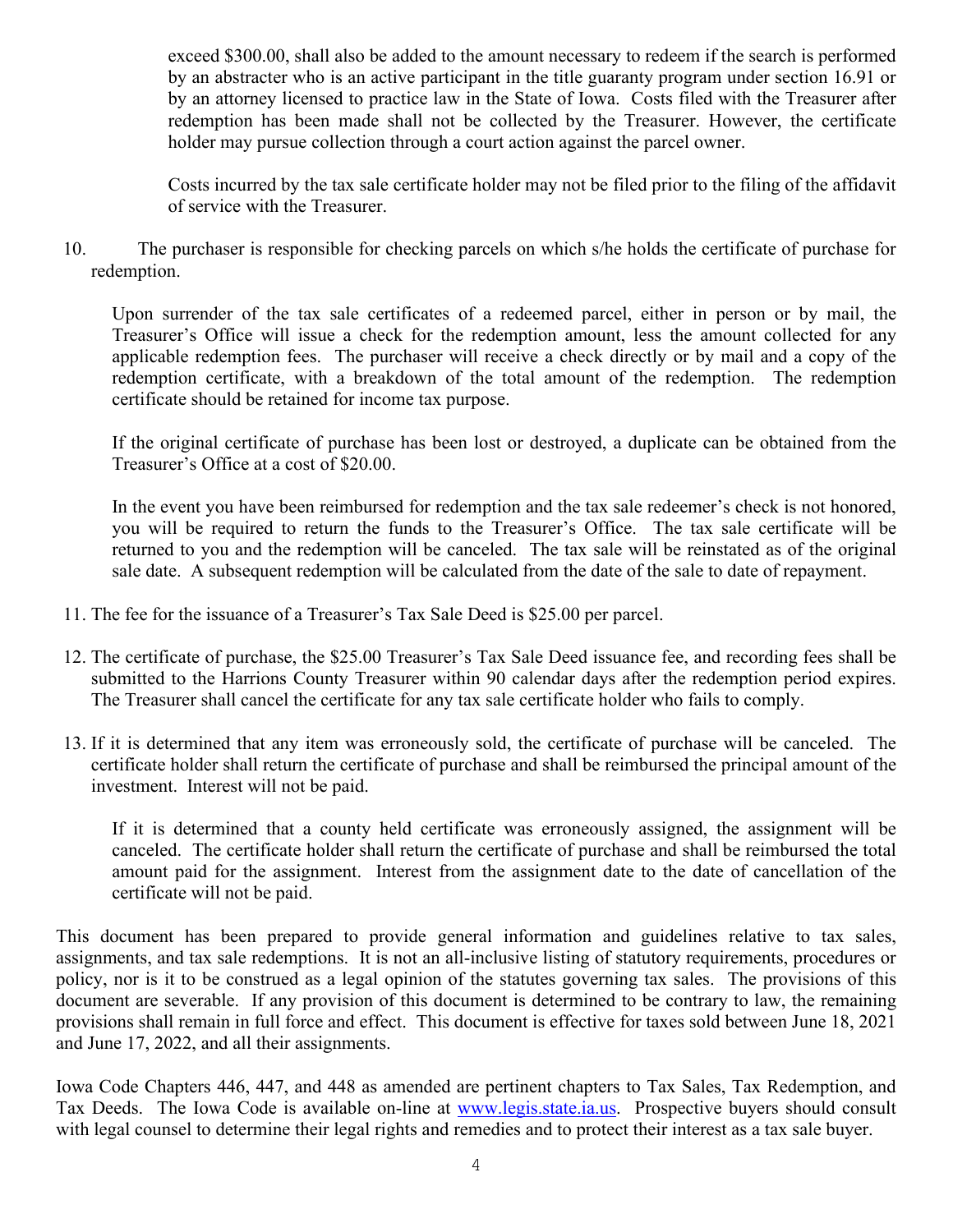exceed $300.00, shall also be added to the amount necessary to redeem if the search is performed by an abstracter who is an active participant in the title guaranty program under section 16.91 or by an attorney licensed to practice law in the State of Iowa. Costs filed with the Treasurer after redemption has been made shall not be collected by the Treasurer. However, the certificate holder may pursue collection through a court action against the parcel owner.

Costs incurred by the tax sale certificate holder may not be filed prior to the filing of the affidavit of service with the Treasurer.

10. The purchaser is responsible for checking parcels on which s/he holds the certificate of purchase for redemption.

    Upon surrender of the tax sale certificates of a redeemed parcel, either in person or by mail, the Treasurer's Office will issue a check for the redemption amount, less the amount collected for any applicable redemption fees. The purchaser will receive a check directly or by mail and a copy of the redemption certificate, with a breakdown of the total amount of the redemption. The redemption certificate should be retained for income tax purpose.

    If the original certificate of purchase has been lost or destroyed, a duplicate can be obtained from the Treasurer's Office at a cost of $20.00.

    In the event you have been reimbursed for redemption and the tax sale redeemer's check is not honored, you will be required to return the funds to the Treasurer's Office. The tax sale certificate will be returned to you and the redemption will be canceled. The tax sale will be reinstated as of the original sale date. A subsequent redemption will be calculated from the date of the sale to date of repayment.

11. The fee for the issuance of a Treasurer's Tax Sale Deed is $25.00 per parcel.

12. The certificate of purchase, the $25.00 Treasurer's Tax Sale Deed issuance fee, and recording fees shall be submitted to the Harrions County Treasurer within 90 calendar days after the redemption period expires. The Treasurer shall cancel the certificate for any tax sale certificate holder who fails to comply.

13. If it is determined that any item was erroneously sold, the certificate of purchase will be canceled. The certificate holder shall return the certificate of purchase and shall be reimbursed the principal amount of the investment. Interest will not be paid.

    If it is determined that a county held certificate was erroneously assigned, the assignment will be canceled. The certificate holder shall return the certificate of purchase and shall be reimbursed the total amount paid for the assignment. Interest from the assignment date to the date of cancellation of the certificate will not be paid.

This document has been prepared to provide general information and guidelines relative to tax sales, assignments, and tax sale redemptions. It is not an all-inclusive listing of statutory requirements, procedures or policy, nor is it to be construed as a legal opinion of the statutes governing tax sales. The provisions of this document are severable. If any provision of this document is determined to be contrary to law, the remaining provisions shall remain in full force and effect. This document is effective for taxes sold between June 18, 2021 and June 17, 2022, and all their assignments.

Iowa Code Chapters 446, 447, and 448 as amended are pertinent chapters to Tax Sales, Tax Redemption, and Tax Deeds. The Iowa Code is available on-line at [www.legis.state.ia.us](http://www.legis.state.ia.us). Prospective buyers should consult with legal counsel to determine their legal rights and remedies and to protect their interest as a tax sale buyer.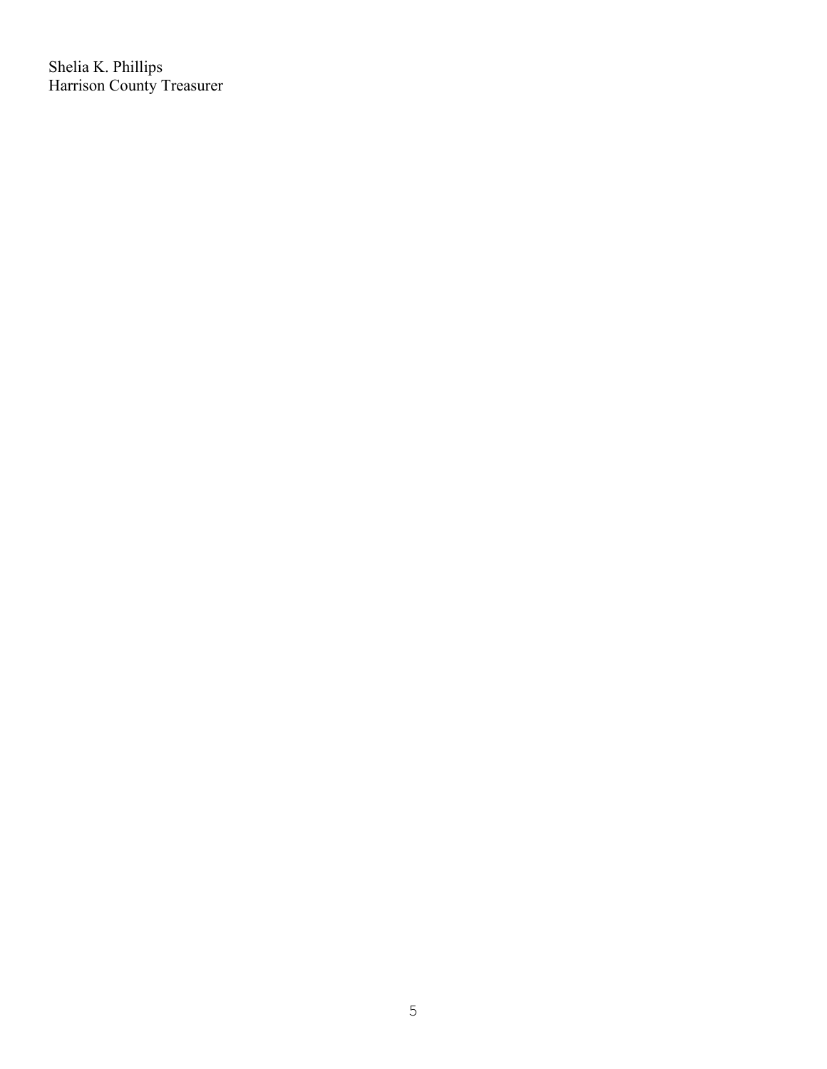Shelia K. Phillips
Harrison County Treasurer